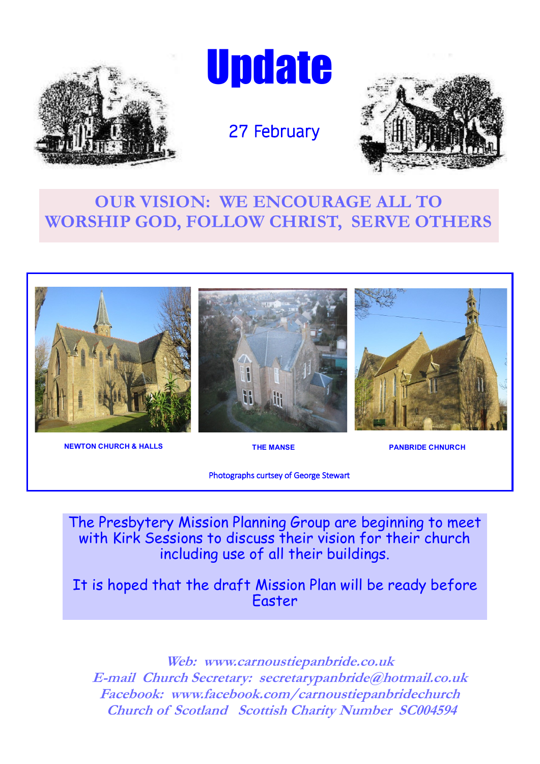# Update

27 February

## OUR VISION: WE ENCOURAGE ALL TO WORSHIP GOD, FOLLOW CHRIST, SERVE OTHERS

**NEWTON CHURCH & HALLS** | **THE MANSE** | **PANBRIDE CHNURCH**

Photographs curtsey of George Stewart

The Presbytery Mission Planning Group are beginning to meet with Kirk Sessions to discuss their vision for their church including use of all their buildings.

It is hoped that the draft Mission Plan will be ready before Easter

***Web: www.carnoustiepanbride.co.uk***
***E-mail Church Secretary: secretarypanbride@hotmail.co.uk***
***Facebook: www.facebook.com/carnoustiepanbridechurch***
***Church of Scotland Scottish Charity Number SC004594***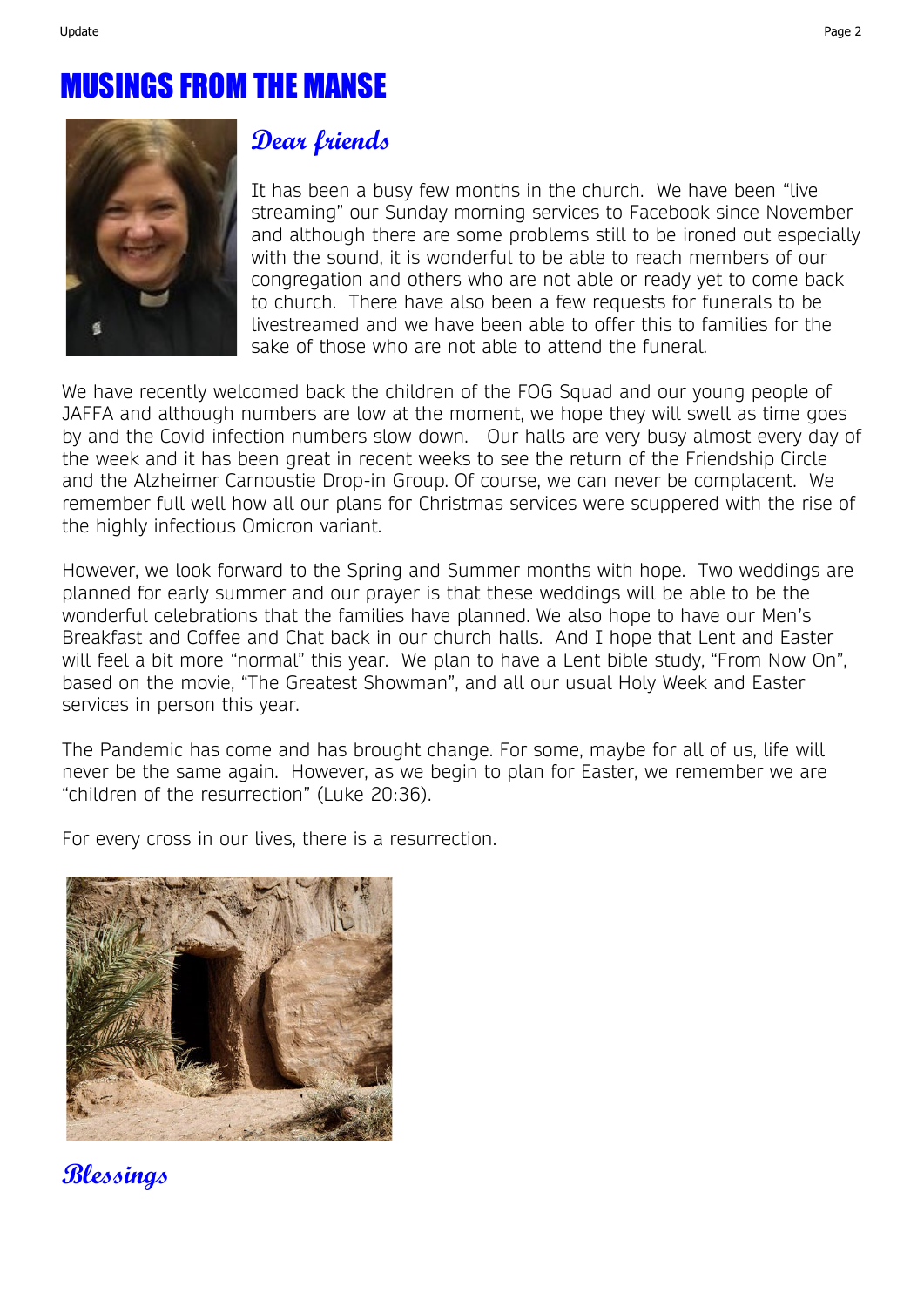# MUSINGS FROM THE MANSE

## Dear friends

It has been a busy few months in the church. We have been "live streaming" our Sunday morning services to Facebook since November and although there are some problems still to be ironed out especially with the sound, it is wonderful to be able to reach members of our congregation and others who are not able or ready yet to come back to church. There have also been a few requests for funerals to be livestreamed and we have been able to offer this to families for the sake of those who are not able to attend the funeral.

We have recently welcomed back the children of the FOG Squad and our young people of JAFFA and although numbers are low at the moment, we hope they will swell as time goes by and the Covid infection numbers slow down. Our halls are very busy almost every day of the week and it has been great in recent weeks to see the return of the Friendship Circle and the Alzheimer Carnoustie Drop-in Group. Of course, we can never be complacent. We remember full well how all our plans for Christmas services were scuppered with the rise of the highly infectious Omicron variant.

However, we look forward to the Spring and Summer months with hope. Two weddings are planned for early summer and our prayer is that these weddings will be able to be the wonderful celebrations that the families have planned. We also hope to have our Men's Breakfast and Coffee and Chat back in our church halls. And I hope that Lent and Easter will feel a bit more "normal" this year. We plan to have a Lent bible study, "From Now On", based on the movie, "The Greatest Showman", and all our usual Holy Week and Easter services in person this year.

The Pandemic has come and has brought change. For some, maybe for all of us, life will never be the same again. However, as we begin to plan for Easter, we remember we are "children of the resurrection" (Luke 20:36).

For every cross in our lives, there is a resurrection.

**Blessings**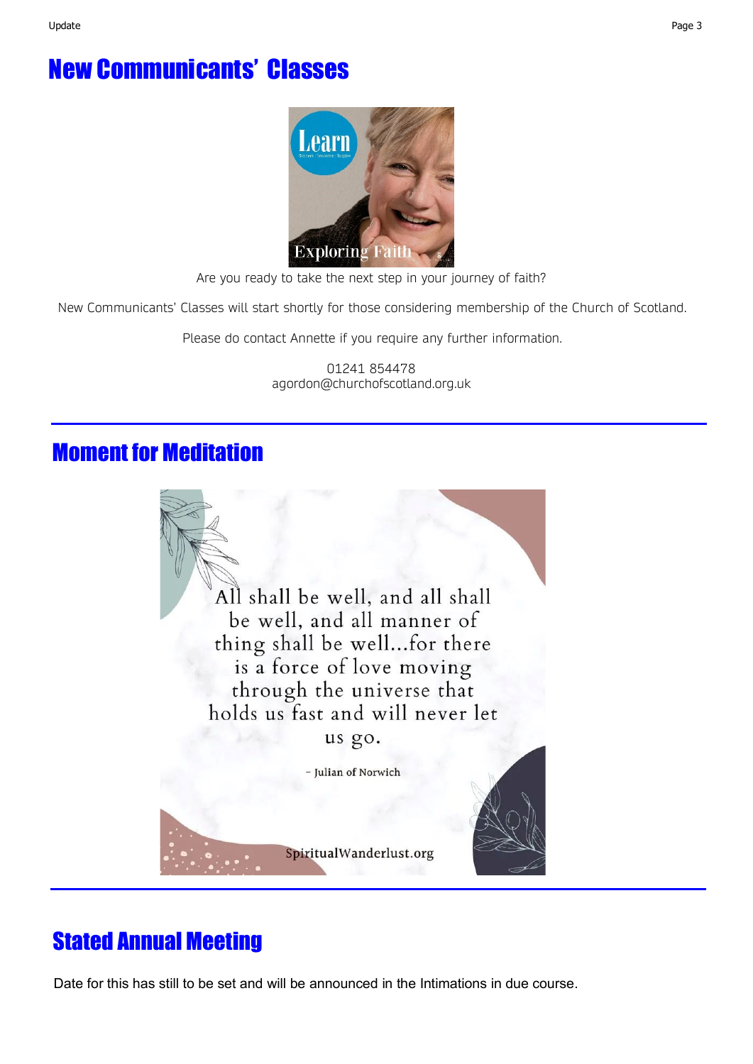## New Communicants' Classes

Are you ready to take the next step in your journey of faith?

New Communicants' Classes will start shortly for those considering membership of the Church of Scotland.

Please do contact Annette if you require any further information.

01241 854478
agordon@churchofscotland.org.uk

---

## Moment for Meditation

All shall be well, and all shall be well, and all manner of thing shall be well...for there is a force of love moving through the universe that holds us fast and will never let us go.

– Julian of Norwich

SpiritualWanderlust.org

---

## Stated Annual Meeting

Date for this has still to be set and will be announced in the Intimations in due course.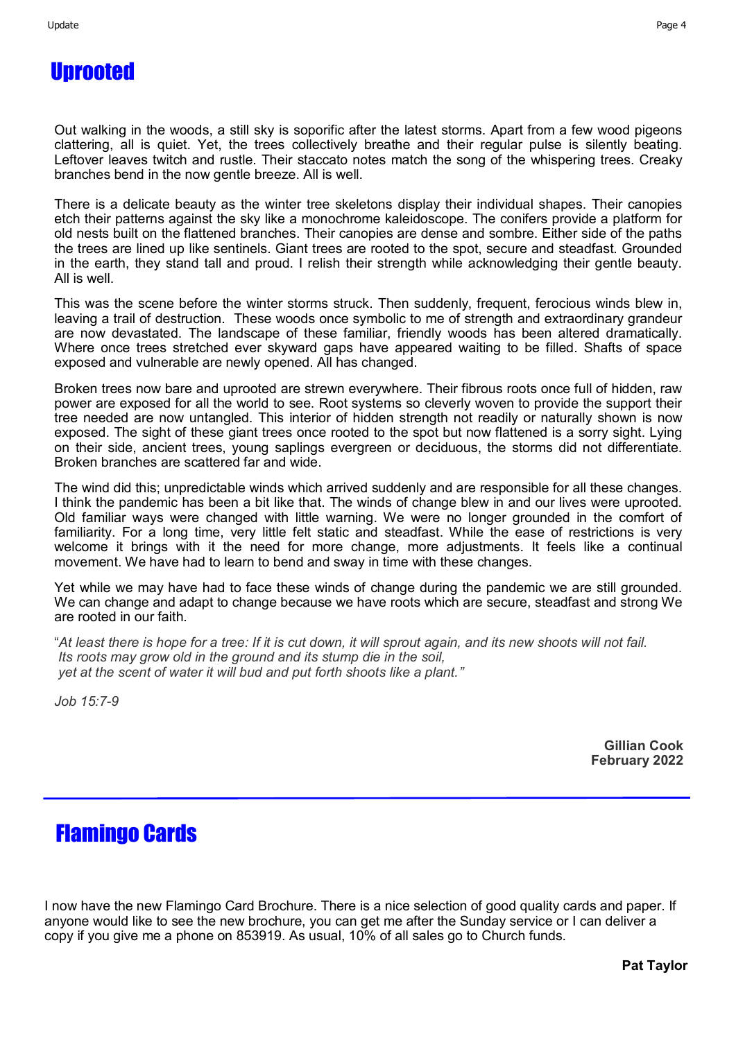# Uprooted

Out walking in the woods, a still sky is soporific after the latest storms. Apart from a few wood pigeons clattering, all is quiet. Yet, the trees collectively breathe and their regular pulse is silently beating. Leftover leaves twitch and rustle. Their staccato notes match the song of the whispering trees. Creaky branches bend in the now gentle breeze. All is well.

There is a delicate beauty as the winter tree skeletons display their individual shapes. Their canopies etch their patterns against the sky like a monochrome kaleidoscope. The conifers provide a platform for old nests built on the flattened branches. Their canopies are dense and sombre. Either side of the paths the trees are lined up like sentinels. Giant trees are rooted to the spot, secure and steadfast. Grounded in the earth, they stand tall and proud. I relish their strength while acknowledging their gentle beauty. All is well.

This was the scene before the winter storms struck. Then suddenly, frequent, ferocious winds blew in, leaving a trail of destruction. These woods once symbolic to me of strength and extraordinary grandeur are now devastated. The landscape of these familiar, friendly woods has been altered dramatically. Where once trees stretched ever skyward gaps have appeared waiting to be filled. Shafts of space exposed and vulnerable are newly opened. All has changed.

Broken trees now bare and uprooted are strewn everywhere. Their fibrous roots once full of hidden, raw power are exposed for all the world to see. Root systems so cleverly woven to provide the support their tree needed are now untangled. This interior of hidden strength not readily or naturally shown is now exposed. The sight of these giant trees once rooted to the spot but now flattened is a sorry sight. Lying on their side, ancient trees, young saplings evergreen or deciduous, the storms did not differentiate. Broken branches are scattered far and wide.

The wind did this; unpredictable winds which arrived suddenly and are responsible for all these changes. I think the pandemic has been a bit like that. The winds of change blew in and our lives were uprooted. Old familiar ways were changed with little warning. We were no longer grounded in the comfort of familiarity. For a long time, very little felt static and steadfast. While the ease of restrictions is very welcome it brings with it the need for more change, more adjustments. It feels like a continual movement. We have had to learn to bend and sway in time with these changes.

Yet while we may have had to face these winds of change during the pandemic we are still grounded. We can change and adapt to change because we have roots which are secure, steadfast and strong We are rooted in our faith.

"*At least there is hope for a tree: If it is cut down, it will sprout again, and its new shoots will not fail.*
*Its roots may grow old in the ground and its stump die in the soil,*
*yet at the scent of water it will bud and put forth shoots like a plant."*

*Job 15:7-9*

**Gillian Cook**
**February 2022**

---

# Flamingo Cards

I now have the new Flamingo Card Brochure. There is a nice selection of good quality cards and paper. If anyone would like to see the new brochure, you can get me after the Sunday service or I can deliver a copy if you give me a phone on 853919. As usual, 10% of all sales go to Church funds.

**Pat Taylor**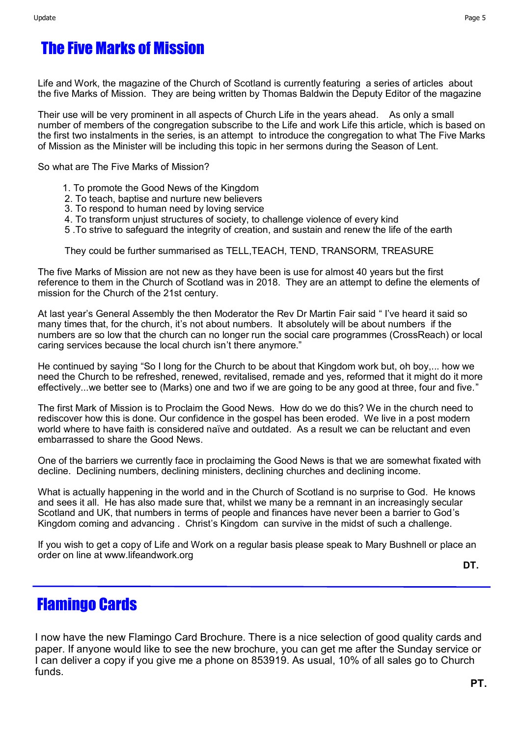# The Five Marks of Mission

Life and Work, the magazine of the Church of Scotland is currently featuring a series of articles about the five Marks of Mission. They are being written by Thomas Baldwin the Deputy Editor of the magazine

Their use will be very prominent in all aspects of Church Life in the years ahead. As only a small number of members of the congregation subscribe to the Life and work Life this article, which is based on the first two instalments in the series, is an attempt to introduce the congregation to what The Five Marks of Mission as the Minister will be including this topic in her sermons during the Season of Lent.

So what are The Five Marks of Mission?

1. To promote the Good News of the Kingdom
2. To teach, baptise and nurture new believers
3. To respond to human need by loving service
4. To transform unjust structures of society, to challenge violence of every kind
5. To strive to safeguard the integrity of creation, and sustain and renew the life of the earth

They could be further summarised as TELL,TEACH, TEND, TRANSORM, TREASURE

The five Marks of Mission are not new as they have been is use for almost 40 years but the first reference to them in the Church of Scotland was in 2018. They are an attempt to define the elements of mission for the Church of the 21st century.

At last year's General Assembly the then Moderator the Rev Dr Martin Fair said " I've heard it said so many times that, for the church, it's not about numbers. It absolutely will be about numbers if the numbers are so low that the church can no longer run the social care programmes (CrossReach) or local caring services because the local church isn't there anymore."

He continued by saying "So I long for the Church to be about that Kingdom work but, oh boy,... how we need the Church to be refreshed, renewed, revitalised, remade and yes, reformed that it might do it more effectively...we better see to (Marks) one and two if we are going to be any good at three, four and five."

The first Mark of Mission is to Proclaim the Good News. How do we do this? We in the church need to rediscover how this is done. Our confidence in the gospel has been eroded. We live in a post modern world where to have faith is considered naïve and outdated. As a result we can be reluctant and even embarrassed to share the Good News.

One of the barriers we currently face in proclaiming the Good News is that we are somewhat fixated with decline. Declining numbers, declining ministers, declining churches and declining income.

What is actually happening in the world and in the Church of Scotland is no surprise to God. He knows and sees it all. He has also made sure that, whilst we many be a remnant in an increasingly secular Scotland and UK, that numbers in terms of people and finances have never been a barrier to God's Kingdom coming and advancing . Christ's Kingdom can survive in the midst of such a challenge.

If you wish to get a copy of Life and Work on a regular basis please speak to Mary Bushnell or place an order on line at www.lifeandwork.org

**DT.**

---

# Flamingo Cards

I now have the new Flamingo Card Brochure. There is a nice selection of good quality cards and paper. If anyone would like to see the new brochure, you can get me after the Sunday service or I can deliver a copy if you give me a phone on 853919. As usual, 10% of all sales go to Church funds.

**PT.**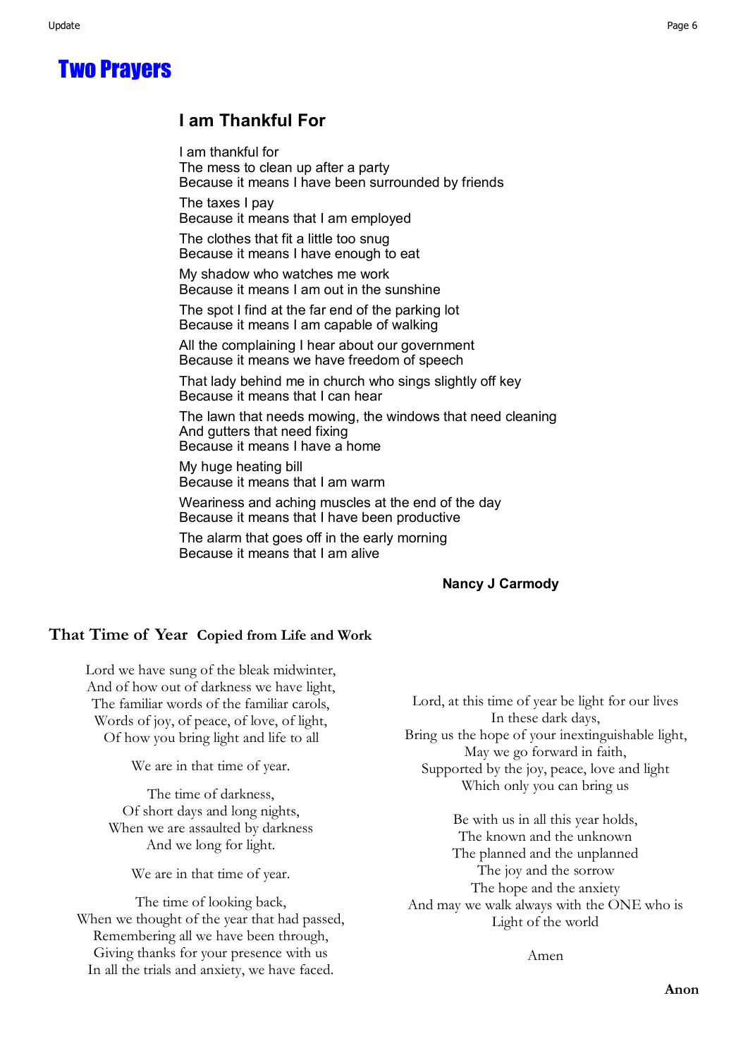# Two Prayers

## I am Thankful For

I am thankful for
The mess to clean up after a party
Because it means I have been surrounded by friends

The taxes I pay
Because it means that I am employed

The clothes that fit a little too snug
Because it means I have enough to eat

My shadow who watches me work
Because it means I am out in the sunshine

The spot I find at the far end of the parking lot
Because it means I am capable of walking

All the complaining I hear about our government
Because it means we have freedom of speech

That lady behind me in church who sings slightly off key
Because it means that I can hear

The lawn that needs mowing, the windows that need cleaning
And gutters that need fixing
Because it means I have a home

My huge heating bill
Because it means that I am warm

Weariness and aching muscles at the end of the day
Because it means that I have been productive

The alarm that goes off in the early morning
Because it means that I am alive

**Nancy J Carmody**

## That Time of Year **Copied from Life and Work**

Lord we have sung of the bleak midwinter,
And of how out of darkness we have light,
The familiar words of the familiar carols,
Words of joy, of peace, of love, of light,
Of how you bring light and life to all

We are in that time of year.

The time of darkness,
Of short days and long nights,
When we are assaulted by darkness
And we long for light.

We are in that time of year.

The time of looking back,
When we thought of the year that had passed,
Remembering all we have been through,
Giving thanks for your presence with us
In all the trials and anxiety, we have faced.

Lord, at this time of year be light for our lives
In these dark days,
Bring us the hope of your inextinguishable light,
May we go forward in faith,
Supported by the joy, peace, love and light
Which only you can bring us

Be with us in all this year holds,
The known and the unknown
The planned and the unplanned
The joy and the sorrow
The hope and the anxiety
And may we walk always with the ONE who is
Light of the world

Amen

**Anon**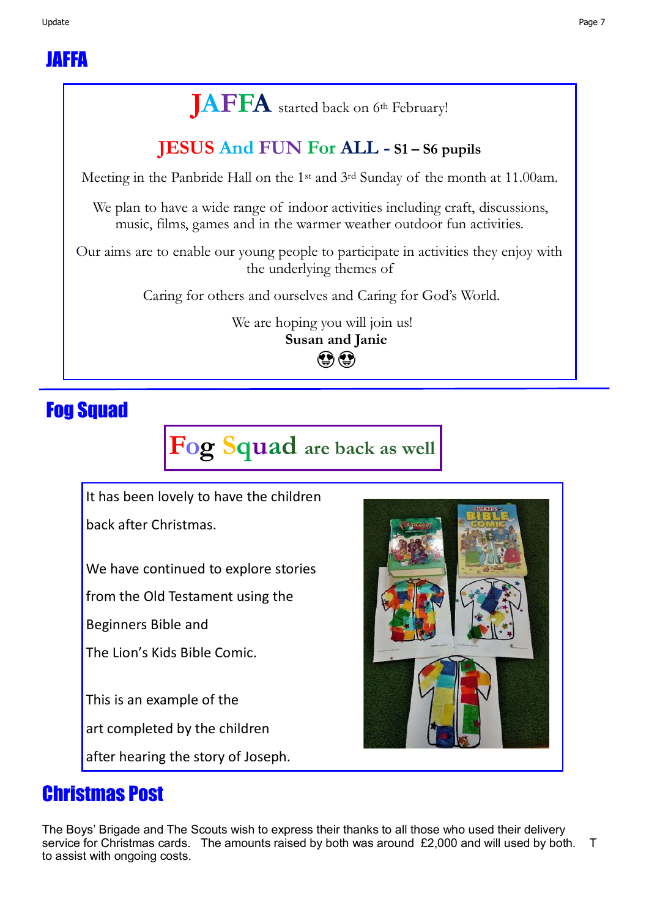## JAFFA

**JAFFA** started back on 6th February!

**JESUS And FUN For ALL - S1 – S6 pupils**

Meeting in the Panbride Hall on the 1st and 3rd Sunday of the month at 11.00am.

We plan to have a wide range of indoor activities including craft, discussions, music, films, games and in the warmer weather outdoor fun activities.

Our aims are to enable our young people to participate in activities they enjoy with the underlying themes of

Caring for others and ourselves and Caring for God's World.

We are hoping you will join us!
**Susan and Janie**
😍😍

## Fog Squad

**Fog Squad are back as well**

It has been lovely to have the children back after Christmas.

We have continued to explore stories from the Old Testament using the Beginners Bible and The Lion's Kids Bible Comic.

This is an example of the art completed by the children after hearing the story of Joseph.

## Christmas Post

The Boys' Brigade and The Scouts wish to express their thanks to all those who used their delivery service for Christmas cards. The amounts raised by both was around £2,000 and will used by both. T to assist with ongoing costs.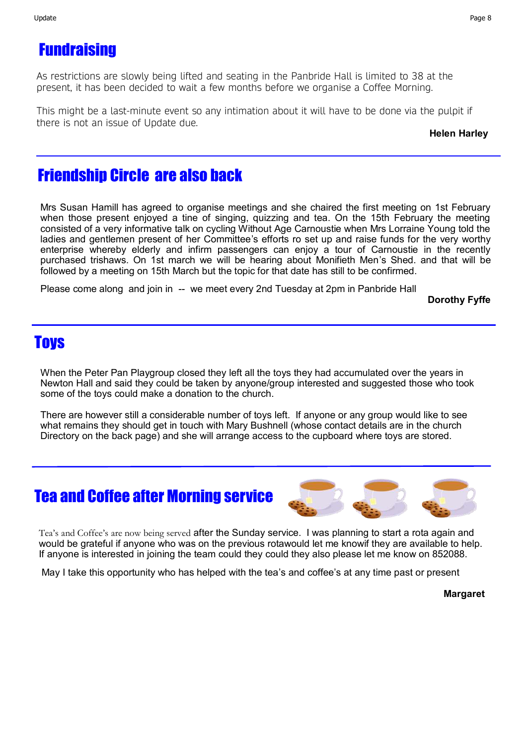# Fundraising

As restrictions are slowly being lifted and seating in the Panbride Hall is limited to 38 at the present, it has been decided to wait a few months before we organise a Coffee Morning.

This might be a last-minute event so any intimation about it will have to be done via the pulpit if there is not an issue of Update due.

**Helen Harley**

---

# Friendship Circle are also back

Mrs Susan Hamill has agreed to organise meetings and she chaired the first meeting on 1st February when those present enjoyed a tine of singing, quizzing and tea. On the 15th February the meeting consisted of a very informative talk on cycling Without Age Carnoustie when Mrs Lorraine Young told the ladies and gentlemen present of her Committee's efforts ro set up and raise funds for the very worthy enterprise whereby elderly and infirm passengers can enjoy a tour of Carnoustie in the recently purchased trishaws. On 1st march we will be hearing about Monifieth Men's Shed. and that will be followed by a meeting on 15th March but the topic for that date has still to be confirmed.

Please come along and join in -- we meet every 2nd Tuesday at 2pm in Panbride Hall

**Dorothy Fyffe**

---

# Toys

When the Peter Pan Playgroup closed they left all the toys they had accumulated over the years in Newton Hall and said they could be taken by anyone/group interested and suggested those who took some of the toys could make a donation to the church.

There are however still a considerable number of toys left. If anyone or any group would like to see what remains they should get in touch with Mary Bushnell (whose contact details are in the church Directory on the back page) and she will arrange access to the cupboard where toys are stored.

---

# Tea and Coffee after Morning service

Tea's and Coffee's are now being served after the Sunday service. I was planning to start a rota again and would be grateful if anyone who was on the previous rotawould let me knowif they are available to help. If anyone is interested in joining the team could they could they also please let me know on 852088.

May I take this opportunity who has helped with the tea's and coffee's at any time past or present

**Margaret**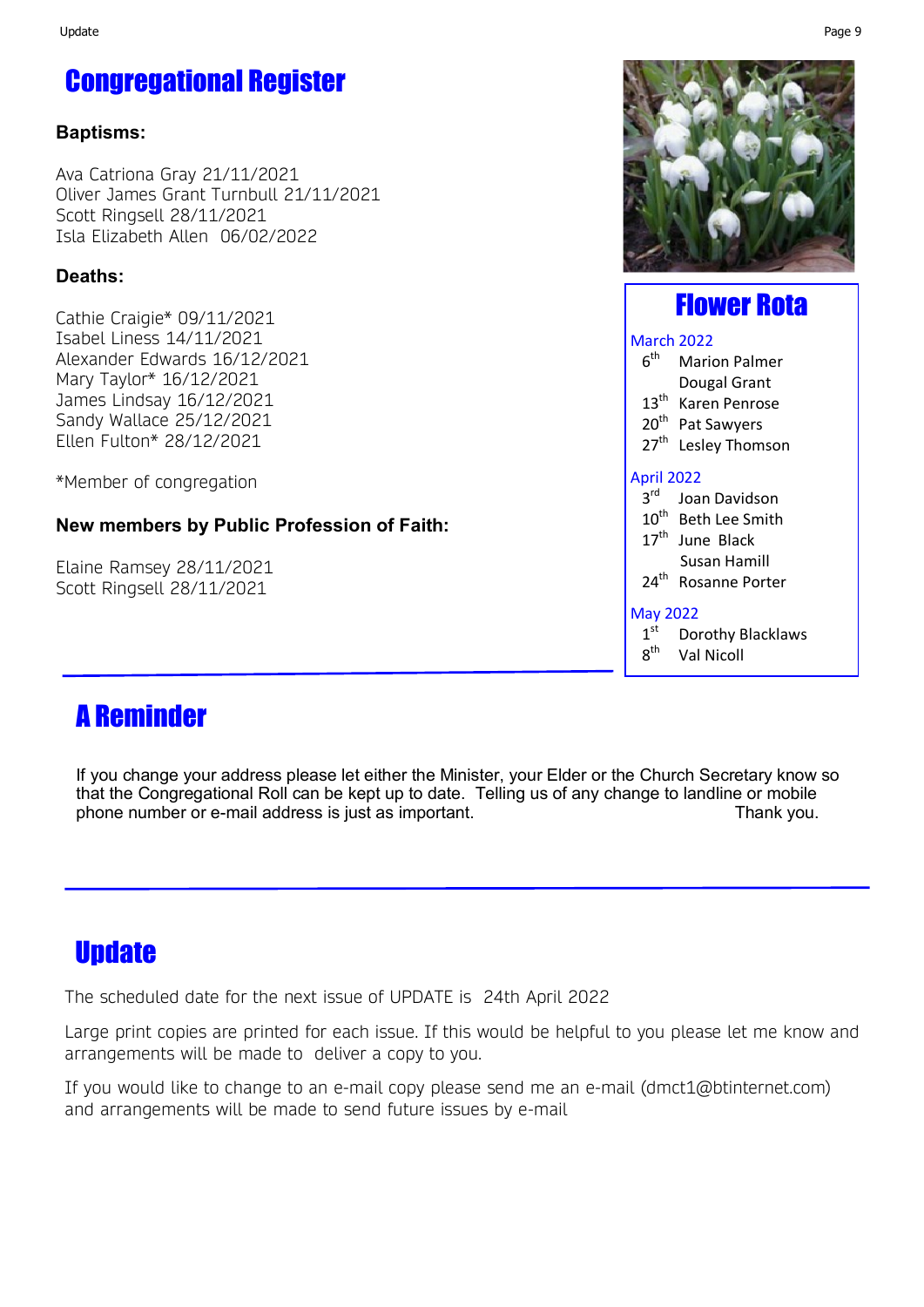# Congregational Register

**Baptisms:**

Ava Catriona Gray 21/11/2021
Oliver James Grant Turnbull 21/11/2021
Scott Ringsell 28/11/2021
Isla Elizabeth Allen 06/02/2022

**Deaths:**

Cathie Craigie* 09/11/2021
Isabel Liness 14/11/2021
Alexander Edwards 16/12/2021
Mary Taylor* 16/12/2021
James Lindsay 16/12/2021
Sandy Wallace 25/12/2021
Ellen Fulton* 28/12/2021

*Member of congregation

**New members by Public Profession of Faith:**

Elaine Ramsey 28/11/2021
Scott Ringsell 28/11/2021

# Flower Rota

March 2022

- 6th Marion Palmer, Dougal Grant
- 13th Karen Penrose
- 20th Pat Sawyers
- 27th Lesley Thomson

April 2022

- 3rd Joan Davidson
- 10th Beth Lee Smith
- 17th June Black, Susan Hamill
- 24th Rosanne Porter

May 2022

- 1st Dorothy Blacklaws
- 8th Val Nicoll

# A Reminder

If you change your address please let either the Minister, your Elder or the Church Secretary know so that the Congregational Roll can be kept up to date. Telling us of any change to landline or mobile phone number or e-mail address is just as important. Thank you.

# Update

The scheduled date for the next issue of UPDATE is 24th April 2022

Large print copies are printed for each issue. If this would be helpful to you please let me know and arrangements will be made to deliver a copy to you.

If you would like to change to an e-mail copy please send me an e-mail (dmct1@btinternet.com) and arrangements will be made to send future issues by e-mail